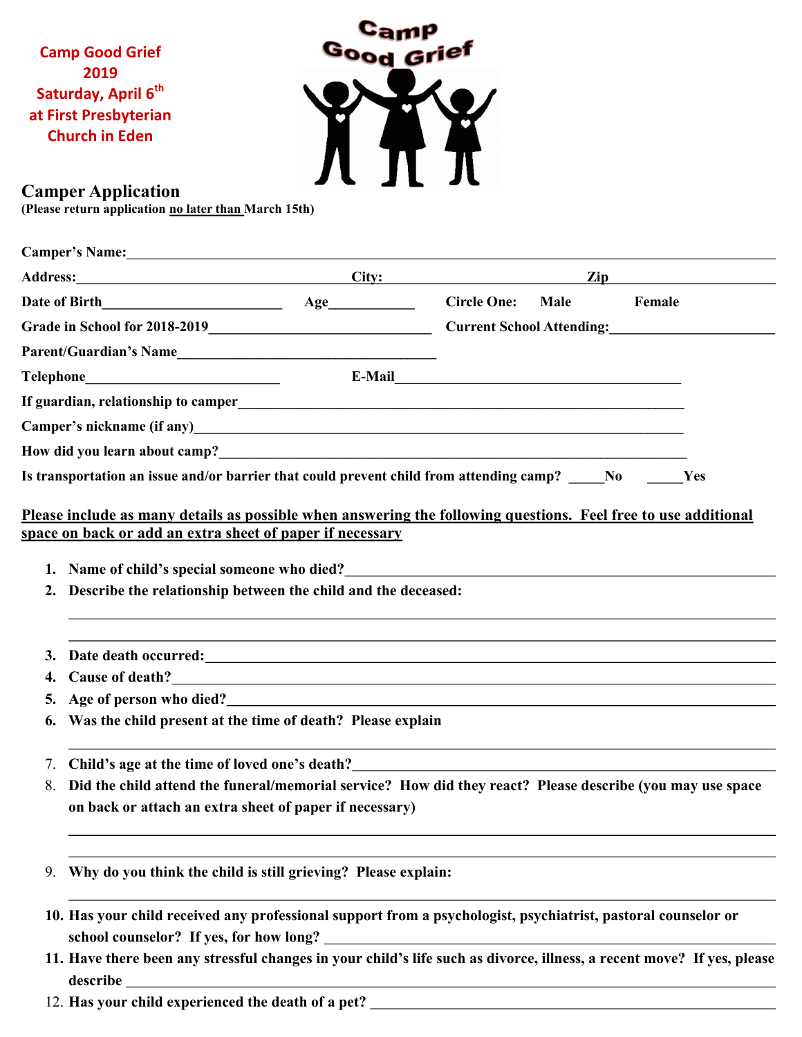Camp Good Grief
2019
Saturday, April 6th
at First Presbyterian Church in Eden

Camp
Good Grief

## Camper Application

**(Please return application no later than March 15th)**

**Camper's Name:**\_\_\_\_\_\_\_\_\_\_\_\_\_\_\_\_\_\_\_\_\_\_\_\_\_\_\_\_\_\_\_\_\_\_\_\_\_\_\_\_\_\_\_\_\_\_\_\_

**Address:**\_\_\_\_\_\_\_\_\_\_\_\_\_\_\_\_\_\_\_\_\_\_\_\_ **City:**\_\_\_\_\_\_\_\_\_\_\_\_\_\_\_\_ **Zip**\_\_\_\_\_\_\_\_\_\_\_\_

**Date of Birth**\_\_\_\_\_\_\_\_\_\_\_\_\_\_\_\_ **Age**\_\_\_\_\_\_\_\_ **Circle One: Male Female**

**Grade in School for 2018-2019**\_\_\_\_\_\_\_\_\_\_\_\_\_\_\_\_\_\_\_\_ **Current School Attending:**\_\_\_\_\_\_\_\_\_\_\_\_\_\_\_\_

**Parent/Guardian's Name**\_\_\_\_\_\_\_\_\_\_\_\_\_\_\_\_\_\_\_\_\_\_\_\_\_\_\_\_

**Telephone**\_\_\_\_\_\_\_\_\_\_\_\_\_\_\_\_\_\_\_\_ **E-Mail**\_\_\_\_\_\_\_\_\_\_\_\_\_\_\_\_\_\_\_\_\_\_\_\_\_\_\_\_\_\_

**If guardian, relationship to camper**\_\_\_\_\_\_\_\_\_\_\_\_\_\_\_\_\_\_\_\_\_\_\_\_\_\_\_\_\_\_\_\_\_\_\_\_\_\_

**Camper's nickname (if any)**\_\_\_\_\_\_\_\_\_\_\_\_\_\_\_\_\_\_\_\_\_\_\_\_\_\_\_\_\_\_\_\_\_\_\_\_\_\_\_\_\_\_

**How did you learn about camp?**\_\_\_\_\_\_\_\_\_\_\_\_\_\_\_\_\_\_\_\_\_\_\_\_\_\_\_\_\_\_\_\_\_\_\_\_\_\_\_\_

**Is transportation an issue and/or barrier that could prevent child from attending camp? \_\_\_\_\_No \_\_\_\_\_Yes**

**<u>Please include as many details as possible when answering the following questions. Feel free to use additional space on back or add an extra sheet of paper if necessary</u>**

1. **Name of child's special someone who died?**\_\_\_\_\_\_\_\_\_\_\_\_\_\_\_\_\_\_\_\_\_\_\_\_\_\_\_\_\_\_\_\_
2. **Describe the relationship between the child and the deceased:**

   \_\_\_\_\_\_\_\_\_\_\_\_\_\_\_\_\_\_\_\_\_\_\_\_\_\_\_\_\_\_\_\_\_\_\_\_\_\_\_\_\_\_\_\_\_\_\_\_\_\_\_\_\_\_\_\_\_\_\_\_\_\_\_\_

   \_\_\_\_\_\_\_\_\_\_\_\_\_\_\_\_\_\_\_\_\_\_\_\_\_\_\_\_\_\_\_\_\_\_\_\_\_\_\_\_\_\_\_\_\_\_\_\_\_\_\_\_\_\_\_\_\_\_\_\_\_\_\_\_
3. **Date death occurred:**\_\_\_\_\_\_\_\_\_\_\_\_\_\_\_\_\_\_\_\_\_\_\_\_\_\_\_\_\_\_\_\_\_\_\_\_\_\_\_\_\_\_\_\_\_\_\_\_
4. **Cause of death?**\_\_\_\_\_\_\_\_\_\_\_\_\_\_\_\_\_\_\_\_\_\_\_\_\_\_\_\_\_\_\_\_\_\_\_\_\_\_\_\_\_\_\_\_\_\_\_\_\_\_\_\_
5. **Age of person who died?**\_\_\_\_\_\_\_\_\_\_\_\_\_\_\_\_\_\_\_\_\_\_\_\_\_\_\_\_\_\_\_\_\_\_\_\_\_\_\_\_\_\_\_\_\_
6. **Was the child present at the time of death? Please explain**

   \_\_\_\_\_\_\_\_\_\_\_\_\_\_\_\_\_\_\_\_\_\_\_\_\_\_\_\_\_\_\_\_\_\_\_\_\_\_\_\_\_\_\_\_\_\_\_\_\_\_\_\_\_\_\_\_\_\_\_\_\_\_\_\_
7. **Child's age at the time of loved one's death?**\_\_\_\_\_\_\_\_\_\_\_\_\_\_\_\_\_\_\_\_\_\_\_\_\_\_\_\_\_\_\_\_\_
8. **Did the child attend the funeral/memorial service? How did they react? Please describe (you may use space on back or attach an extra sheet of paper if necessary)**

   \_\_\_\_\_\_\_\_\_\_\_\_\_\_\_\_\_\_\_\_\_\_\_\_\_\_\_\_\_\_\_\_\_\_\_\_\_\_\_\_\_\_\_\_\_\_\_\_\_\_\_\_\_\_\_\_\_\_\_\_\_\_\_\_

   \_\_\_\_\_\_\_\_\_\_\_\_\_\_\_\_\_\_\_\_\_\_\_\_\_\_\_\_\_\_\_\_\_\_\_\_\_\_\_\_\_\_\_\_\_\_\_\_\_\_\_\_\_\_\_\_\_\_\_\_\_\_\_\_
9. **Why do you think the child is still grieving? Please explain:**

   \_\_\_\_\_\_\_\_\_\_\_\_\_\_\_\_\_\_\_\_\_\_\_\_\_\_\_\_\_\_\_\_\_\_\_\_\_\_\_\_\_\_\_\_\_\_\_\_\_\_\_\_\_\_\_\_\_\_\_\_\_\_\_\_
10. **Has your child received any professional support from a psychologist, psychiatrist, pastoral counselor or school counselor? If yes, for how long?** \_\_\_\_\_\_\_\_\_\_\_\_\_\_\_\_\_\_\_\_\_\_\_\_\_\_\_\_\_\_\_\_
11. **Have there been any stressful changes in your child's life such as divorce, illness, a recent move? If yes, please describe** \_\_\_\_\_\_\_\_\_\_\_\_\_\_\_\_\_\_\_\_\_\_\_\_\_\_\_\_\_\_\_\_\_\_\_\_\_\_\_\_\_\_\_\_\_\_\_\_\_\_\_\_
12. **Has your child experienced the death of a pet?** \_\_\_\_\_\_\_\_\_\_\_\_\_\_\_\_\_\_\_\_\_\_\_\_\_\_\_\_\_\_\_\_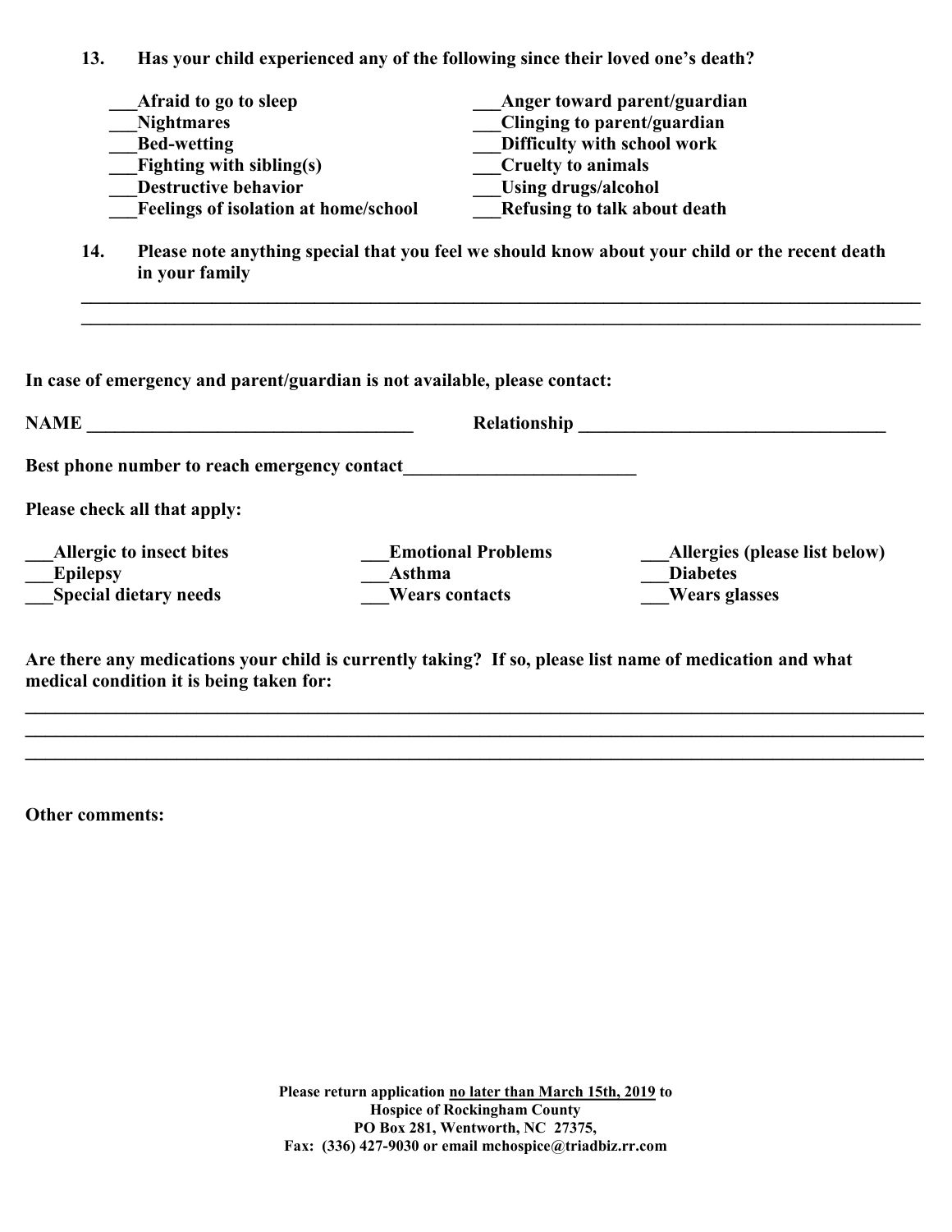**13. Has your child experienced any of the following since their loved one's death?**

___**Afraid to go to sleep**
___**Nightmares**
___**Bed-wetting**
___**Fighting with sibling(s)**
___**Destructive behavior**
___**Feelings of isolation at home/school**
___**Anger toward parent/guardian**
___**Clinging to parent/guardian**
___**Difficulty with school work**
___**Cruelty to animals**
___**Using drugs/alcohol**
___**Refusing to talk about death**

**14. Please note anything special that you feel we should know about your child or the recent death in your family**

_____________________________________________________________________________________________
_____________________________________________________________________________________________

**In case of emergency and parent/guardian is not available, please contact:**

**NAME** ___________________________________ **Relationship** _________________________________

**Best phone number to reach emergency contact**_________________________

**Please check all that apply:**

___**Allergic to insect bites**
___**Epilepsy**
___**Special dietary needs**
___**Emotional Problems**
___**Asthma**
___**Wears contacts**
___**Allergies (please list below)**
___**Diabetes**
___**Wears glasses**

**Are there any medications your child is currently taking? If so, please list name of medication and what medical condition it is being taken for:**

_____________________________________________________________________________________________
_____________________________________________________________________________________________
_____________________________________________________________________________________________

**Other comments:**

**Please return application no later than March 15th, 2019 to**
**Hospice of Rockingham County**
**PO Box 281, Wentworth, NC 27375,**
**Fax: (336) 427-9030 or email mchospice@triadbiz.rr.com**